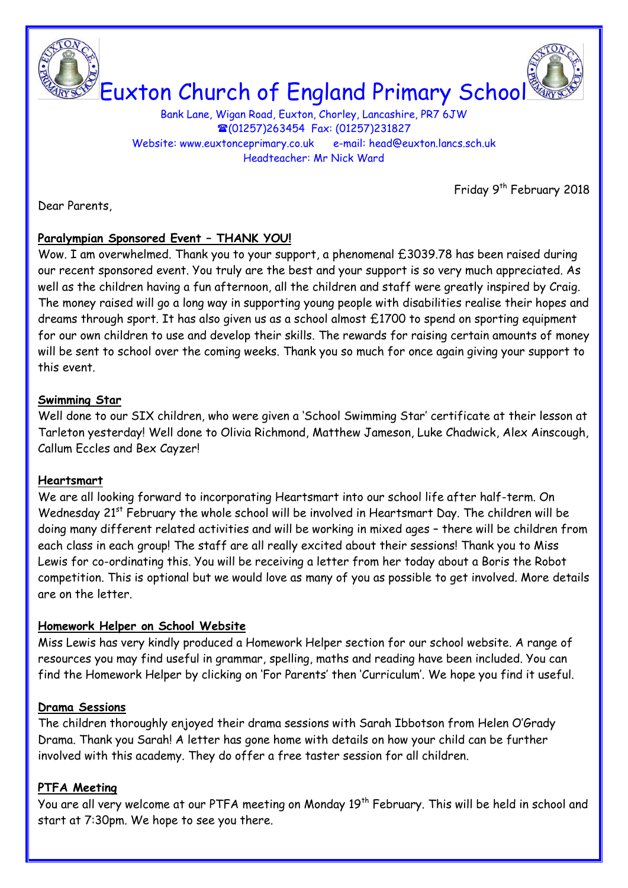# Euxton Church of England Primary School

Bank Lane, Wigan Road, Euxton, Chorley, Lancashire, PR7 6JW
☎(01257)263454 Fax: (01257)231827
Website: www.euxtonceprimary.co.uk e-mail: head@euxton.lancs.sch.uk
Headteacher: Mr Nick Ward

Friday 9th February 2018

Dear Parents,

**Paralympian Sponsored Event – THANK YOU!**

Wow. I am overwhelmed. Thank you to your support, a phenomenal £3039.78 has been raised during our recent sponsored event. You truly are the best and your support is so very much appreciated. As well as the children having a fun afternoon, all the children and staff were greatly inspired by Craig. The money raised will go a long way in supporting young people with disabilities realise their hopes and dreams through sport. It has also given us as a school almost £1700 to spend on sporting equipment for our own children to use and develop their skills. The rewards for raising certain amounts of money will be sent to school over the coming weeks. Thank you so much for once again giving your support to this event.

**Swimming Star**

Well done to our SIX children, who were given a 'School Swimming Star' certificate at their lesson at Tarleton yesterday! Well done to Olivia Richmond, Matthew Jameson, Luke Chadwick, Alex Ainscough, Callum Eccles and Bex Cayzer!

**Heartsmart**

We are all looking forward to incorporating Heartsmart into our school life after half-term. On Wednesday 21st February the whole school will be involved in Heartsmart Day. The children will be doing many different related activities and will be working in mixed ages – there will be children from each class in each group! The staff are all really excited about their sessions! Thank you to Miss Lewis for co-ordinating this. You will be receiving a letter from her today about a Boris the Robot competition. This is optional but we would love as many of you as possible to get involved. More details are on the letter.

**Homework Helper on School Website**

Miss Lewis has very kindly produced a Homework Helper section for our school website. A range of resources you may find useful in grammar, spelling, maths and reading have been included. You can find the Homework Helper by clicking on 'For Parents' then 'Curriculum'. We hope you find it useful.

**Drama Sessions**

The children thoroughly enjoyed their drama sessions with Sarah Ibbotson from Helen O'Grady Drama. Thank you Sarah! A letter has gone home with details on how your child can be further involved with this academy. They do offer a free taster session for all children.

**PTFA Meeting**

You are all very welcome at our PTFA meeting on Monday 19th February. This will be held in school and start at 7:30pm. We hope to see you there.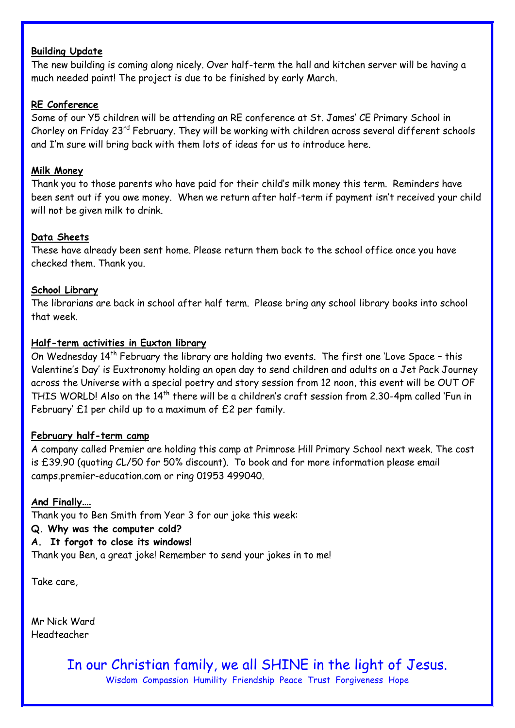**Building Update**

The new building is coming along nicely. Over half-term the hall and kitchen server will be having a much needed paint! The project is due to be finished by early March.

**RE Conference**

Some of our Y5 children will be attending an RE conference at St. James' CE Primary School in Chorley on Friday 23rd February. They will be working with children across several different schools and I'm sure will bring back with them lots of ideas for us to introduce here.

**Milk Money**

Thank you to those parents who have paid for their child's milk money this term. Reminders have been sent out if you owe money. When we return after half-term if payment isn't received your child will not be given milk to drink.

**Data Sheets**

These have already been sent home. Please return them back to the school office once you have checked them. Thank you.

**School Library**

The librarians are back in school after half term. Please bring any school library books into school that week.

**Half-term activities in Euxton library**

On Wednesday 14th February the library are holding two events. The first one 'Love Space – this Valentine's Day' is Euxtronomy holding an open day to send children and adults on a Jet Pack Journey across the Universe with a special poetry and story session from 12 noon, this event will be OUT OF THIS WORLD! Also on the 14th there will be a children's craft session from 2.30-4pm called 'Fun in February' £1 per child up to a maximum of £2 per family.

**February half-term camp**

A company called Premier are holding this camp at Primrose Hill Primary School next week. The cost is £39.90 (quoting CL/50 for 50% discount). To book and for more information please email camps.premier-education.com or ring 01953 499040.

**And Finally….**

Thank you to Ben Smith from Year 3 for our joke this week:

**Q. Why was the computer cold?**

**A. It forgot to close its windows!**

Thank you Ben, a great joke! Remember to send your jokes in to me!

Take care,

Mr Nick Ward
Headteacher

In our Christian family, we all SHINE in the light of Jesus.

Wisdom Compassion Humility Friendship Peace Trust Forgiveness Hope